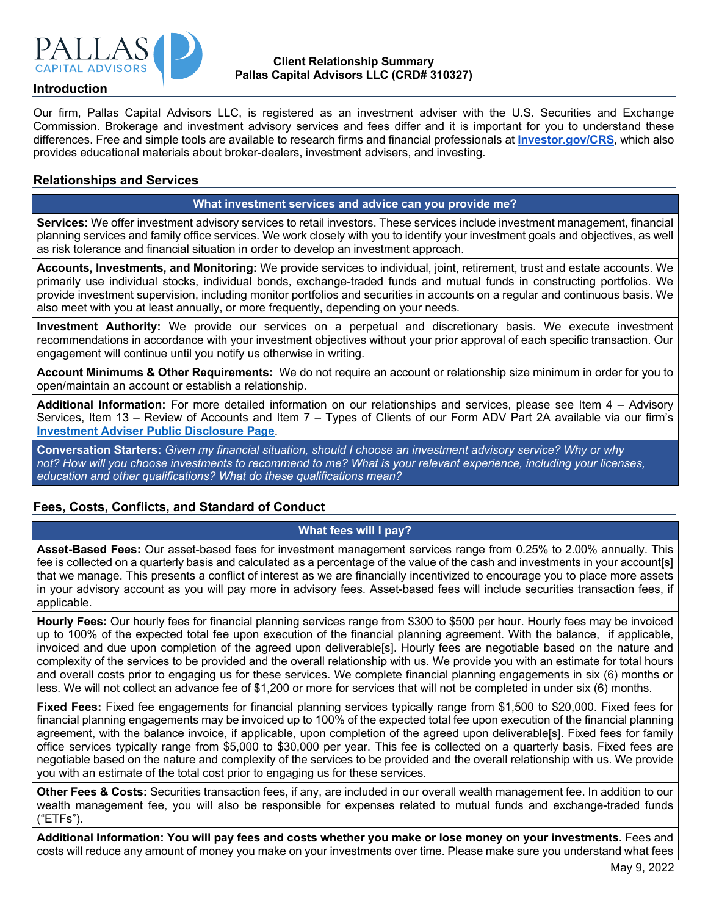**Client Relationship Summary**
**Pallas Capital Advisors LLC (CRD# 310327)**

## Introduction

Our firm, Pallas Capital Advisors LLC, is registered as an investment adviser with the U.S. Securities and Exchange Commission. Brokerage and investment advisory services and fees differ and it is important for you to understand these differences. Free and simple tools are available to research firms and financial professionals at **[Investor.gov/CRS](Investor.gov/CRS)**, which also provides educational materials about broker-dealers, investment advisers, and investing.

## Relationships and Services

### What investment services and advice can you provide me?

**Services:** We offer investment advisory services to retail investors. These services include investment management, financial planning services and family office services. We work closely with you to identify your investment goals and objectives, as well as risk tolerance and financial situation in order to develop an investment approach.

**Accounts, Investments, and Monitoring:** We provide services to individual, joint, retirement, trust and estate accounts. We primarily use individual stocks, individual bonds, exchange-traded funds and mutual funds in constructing portfolios. We provide investment supervision, including monitor portfolios and securities in accounts on a regular and continuous basis. We also meet with you at least annually, or more frequently, depending on your needs.

**Investment Authority:** We provide our services on a perpetual and discretionary basis. We execute investment recommendations in accordance with your investment objectives without your prior approval of each specific transaction. Our engagement will continue until you notify us otherwise in writing.

**Account Minimums & Other Requirements:** We do not require an account or relationship size minimum in order for you to open/maintain an account or establish a relationship.

**Additional Information:** For more detailed information on our relationships and services, please see Item 4 – Advisory Services, Item 13 – Review of Accounts and Item 7 – Types of Clients of our Form ADV Part 2A available via our firm's **Investment Adviser Public Disclosure Page**.

**Conversation Starters:** *Given my financial situation, should I choose an investment advisory service? Why or why not? How will you choose investments to recommend to me? What is your relevant experience, including your licenses, education and other qualifications? What do these qualifications mean?*

## Fees, Costs, Conflicts, and Standard of Conduct

### What fees will I pay?

**Asset-Based Fees:** Our asset-based fees for investment management services range from 0.25% to 2.00% annually. This fee is collected on a quarterly basis and calculated as a percentage of the value of the cash and investments in your account[s] that we manage. This presents a conflict of interest as we are financially incentivized to encourage you to place more assets in your advisory account as you will pay more in advisory fees. Asset-based fees will include securities transaction fees, if applicable.

**Hourly Fees:** Our hourly fees for financial planning services range from $300 to $500 per hour. Hourly fees may be invoiced up to 100% of the expected total fee upon execution of the financial planning agreement. With the balance, if applicable, invoiced and due upon completion of the agreed upon deliverable[s]. Hourly fees are negotiable based on the nature and complexity of the services to be provided and the overall relationship with us. We provide you with an estimate for total hours and overall costs prior to engaging us for these services. We complete financial planning engagements in six (6) months or less. We will not collect an advance fee of $1,200 or more for services that will not be completed in under six (6) months.

**Fixed Fees:** Fixed fee engagements for financial planning services typically range from $1,500 to $20,000. Fixed fees for financial planning engagements may be invoiced up to 100% of the expected total fee upon execution of the financial planning agreement, with the balance invoice, if applicable, upon completion of the agreed upon deliverable[s]. Fixed fees for family office services typically range from $5,000 to $30,000 per year. This fee is collected on a quarterly basis. Fixed fees are negotiable based on the nature and complexity of the services to be provided and the overall relationship with us. We provide you with an estimate of the total cost prior to engaging us for these services.

**Other Fees & Costs:** Securities transaction fees, if any, are included in our overall wealth management fee. In addition to our wealth management fee, you will also be responsible for expenses related to mutual funds and exchange-traded funds ("ETFs").

**Additional Information: You will pay fees and costs whether you make or lose money on your investments.** Fees and costs will reduce any amount of money you make on your investments over time. Please make sure you understand what fees

May 9, 2022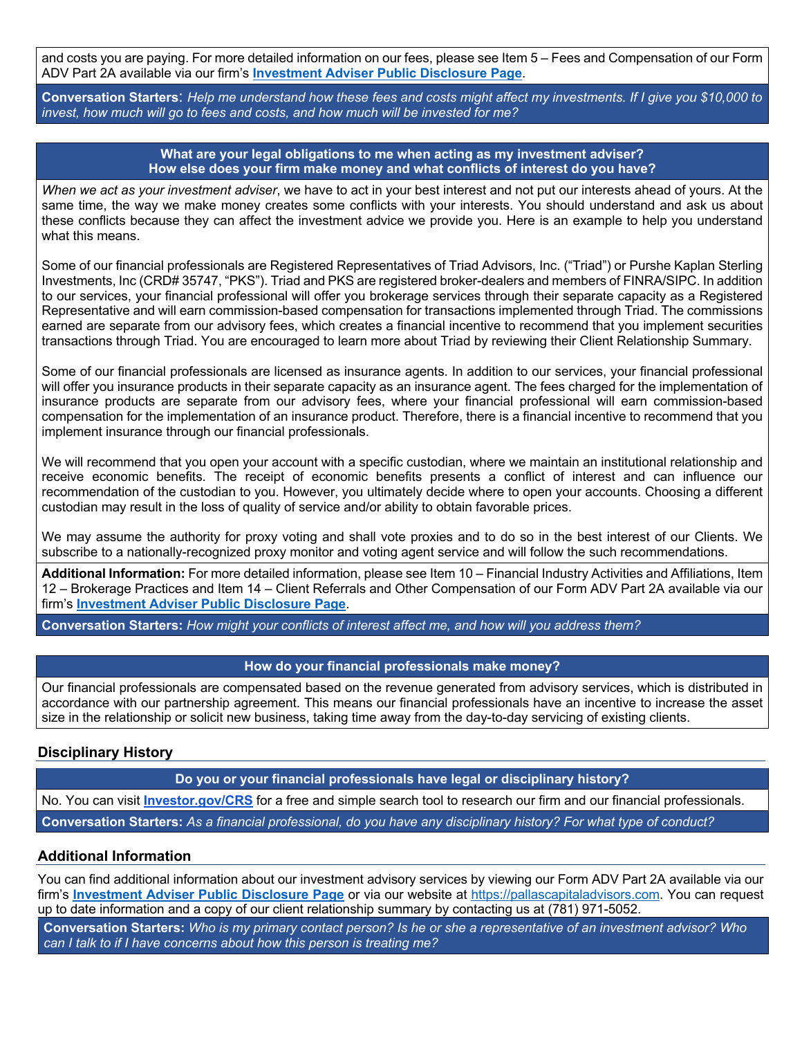and costs you are paying. For more detailed information on our fees, please see Item 5 – Fees and Compensation of our Form ADV Part 2A available via our firm's **Investment Adviser Public Disclosure Page**.

**Conversation Starters**: *Help me understand how these fees and costs might affect my investments. If I give you $10,000 to invest, how much will go to fees and costs, and how much will be invested for me?*

**What are your legal obligations to me when acting as my investment adviser?**
**How else does your firm make money and what conflicts of interest do you have?**

*When we act as your investment adviser*, we have to act in your best interest and not put our interests ahead of yours. At the same time, the way we make money creates some conflicts with your interests. You should understand and ask us about these conflicts because they can affect the investment advice we provide you. Here is an example to help you understand what this means.

Some of our financial professionals are Registered Representatives of Triad Advisors, Inc. ("Triad") or Purshe Kaplan Sterling Investments, Inc (CRD# 35747, "PKS"). Triad and PKS are registered broker-dealers and members of FINRA/SIPC. In addition to our services, your financial professional will offer you brokerage services through their separate capacity as a Registered Representative and will earn commission-based compensation for transactions implemented through Triad. The commissions earned are separate from our advisory fees, which creates a financial incentive to recommend that you implement securities transactions through Triad. You are encouraged to learn more about Triad by reviewing their Client Relationship Summary.

Some of our financial professionals are licensed as insurance agents. In addition to our services, your financial professional will offer you insurance products in their separate capacity as an insurance agent. The fees charged for the implementation of insurance products are separate from our advisory fees, where your financial professional will earn commission-based compensation for the implementation of an insurance product. Therefore, there is a financial incentive to recommend that you implement insurance through our financial professionals.

We will recommend that you open your account with a specific custodian, where we maintain an institutional relationship and receive economic benefits. The receipt of economic benefits presents a conflict of interest and can influence our recommendation of the custodian to you. However, you ultimately decide where to open your accounts. Choosing a different custodian may result in the loss of quality of service and/or ability to obtain favorable prices.

We may assume the authority for proxy voting and shall vote proxies and to do so in the best interest of our Clients. We subscribe to a nationally-recognized proxy monitor and voting agent service and will follow the such recommendations.

**Additional Information:** For more detailed information, please see Item 10 – Financial Industry Activities and Affiliations, Item 12 – Brokerage Practices and Item 14 – Client Referrals and Other Compensation of our Form ADV Part 2A available via our firm's **Investment Adviser Public Disclosure Page**.

**Conversation Starters:** *How might your conflicts of interest affect me, and how will you address them?*

**How do your financial professionals make money?**

Our financial professionals are compensated based on the revenue generated from advisory services, which is distributed in accordance with our partnership agreement. This means our financial professionals have an incentive to increase the asset size in the relationship or solicit new business, taking time away from the day-to-day servicing of existing clients.

## Disciplinary History

**Do you or your financial professionals have legal or disciplinary history?**

No. You can visit **Investor.gov/CRS** for a free and simple search tool to research our firm and our financial professionals.

**Conversation Starters:** *As a financial professional, do you have any disciplinary history? For what type of conduct?*

## Additional Information

You can find additional information about our investment advisory services by viewing our Form ADV Part 2A available via our firm's **Investment Adviser Public Disclosure Page** or via our website at https://pallascapitaladvisors.com. You can request up to date information and a copy of our client relationship summary by contacting us at (781) 971-5052.

**Conversation Starters:** *Who is my primary contact person? Is he or she a representative of an investment advisor? Who can I talk to if I have concerns about how this person is treating me?*